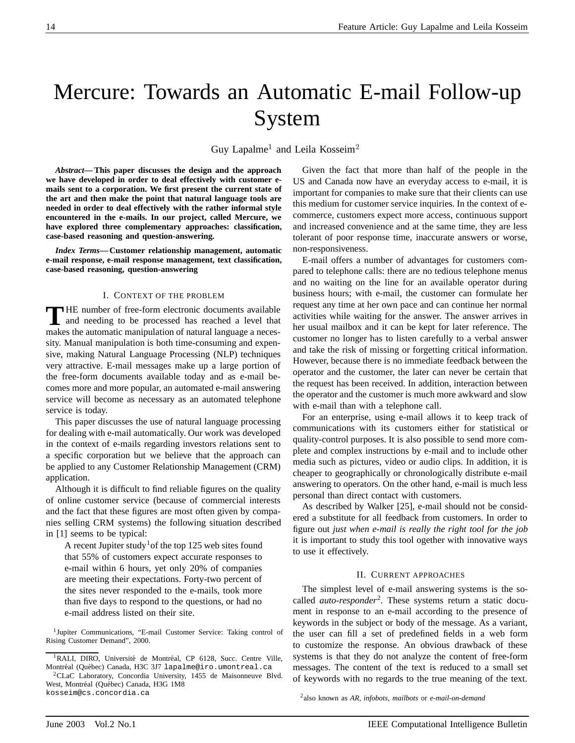# Mercure: Towards an Automatic E-mail Follow-up System

Guy Lapalme[1] and Leila Kosseim[2]

***Abstract*— This paper discusses the design and the approach we have developed in order to deal effectively with customer e-mails sent to a corporation. We first present the current state of the art and then make the point that natural language tools are needed in order to deal effectively with the rather informal style encountered in the e-mails. In our project, called Mercure, we have explored three complementary approaches: classification, case-based reasoning and question-answering.**

***Index Terms*— Customer relationship management, automatic e-mail response, e-mail response management, text classification, case-based reasoning, question-answering**

## I. Context of the problem

THE number of free-form electronic documents available and needing to be processed has reached a level that makes the automatic manipulation of natural language a necessity. Manual manipulation is both time-consuming and expensive, making Natural Language Processing (NLP) techniques very attractive. E-mail messages make up a large portion of the free-form documents available today and as e-mail becomes more and more popular, an automated e-mail answering service will become as necessary as an automated telephone service is today.

This paper discusses the use of natural language processing for dealing with e-mail automatically. Our work was developed in the context of e-mails regarding investors relations sent to a specific corporation but we believe that the approach can be applied to any Customer Relationship Management (CRM) application.

Although it is difficult to find reliable figures on the quality of online customer service (because of commercial interests and the fact that these figures are most often given by companies selling CRM systems) the following situation described in [1] seems to be typical:

> A recent Jupiter study[1] of the top 125 web sites found that 55% of customers expect accurate responses to e-mail within 6 hours, yet only 20% of companies are meeting their expectations. Forty-two percent of the sites never responded to the e-mails, took more than five days to respond to the questions, or had no e-mail address listed on their site.

[1] Jupiter Communications, "E-mail Customer Service: Taking control of Rising Customer Demand", 2000.

[1] RALI, DIRO, Université de Montréal, CP 6128, Succ. Centre Ville, Montréal (Québec) Canada, H3C 3J7 lapalme@iro.umontreal.ca

[2] CLaC Laboratory, Concordia University, 1455 de Maisonneuve Blvd. West, Montréal (Québec) Canada, H3G 1M8 kosseim@cs.concordia.ca

Given the fact that more than half of the people in the US and Canada now have an everyday access to e-mail, it is important for companies to make sure that their clients can use this medium for customer service inquiries. In the context of e-commerce, customers expect more access, continuous support and increased convenience and at the same time, they are less tolerant of poor response time, inaccurate answers or worse, non-responsiveness.

E-mail offers a number of advantages for customers compared to telephone calls: there are no tedious telephone menus and no waiting on the line for an available operator during business hours; with e-mail, the customer can formulate her request any time at her own pace and can continue her normal activities while waiting for the answer. The answer arrives in her usual mailbox and it can be kept for later reference. The customer no longer has to listen carefully to a verbal answer and take the risk of missing or forgetting critical information. However, because there is no immediate feedback between the operator and the customer, the later can never be certain that the request has been received. In addition, interaction between the operator and the customer is much more awkward and slow with e-mail than with a telephone call.

For an enterprise, using e-mail allows it to keep track of communications with its customers either for statistical or quality-control purposes. It is also possible to send more complete and complex instructions by e-mail and to include other media such as pictures, video or audio clips. In addition, it is cheaper to geographically or chronologically distribute e-mail answering to operators. On the other hand, e-mail is much less personal than direct contact with customers.

As described by Walker [25], e-mail should not be considered a substitute for all feedback from customers. In order to figure out *just when e-mail is really the right tool for the job* it is important to study this tool ogether with innovative ways to use it effectively.

## II. Current approaches

The simplest level of e-mail answering systems is the so-called *auto-responder*[2]. These systems return a static document in response to an e-mail according to the presence of keywords in the subject or body of the message. As a variant, the user can fill a set of predefined fields in a web form to customize the response. An obvious drawback of these systems is that they do not analyze the content of free-form messages. The content of the text is reduced to a small set of keywords with no regards to the true meaning of the text.

[2] also known as *AR*, *infobots*, *mailbots* or *e-mail-on-demand*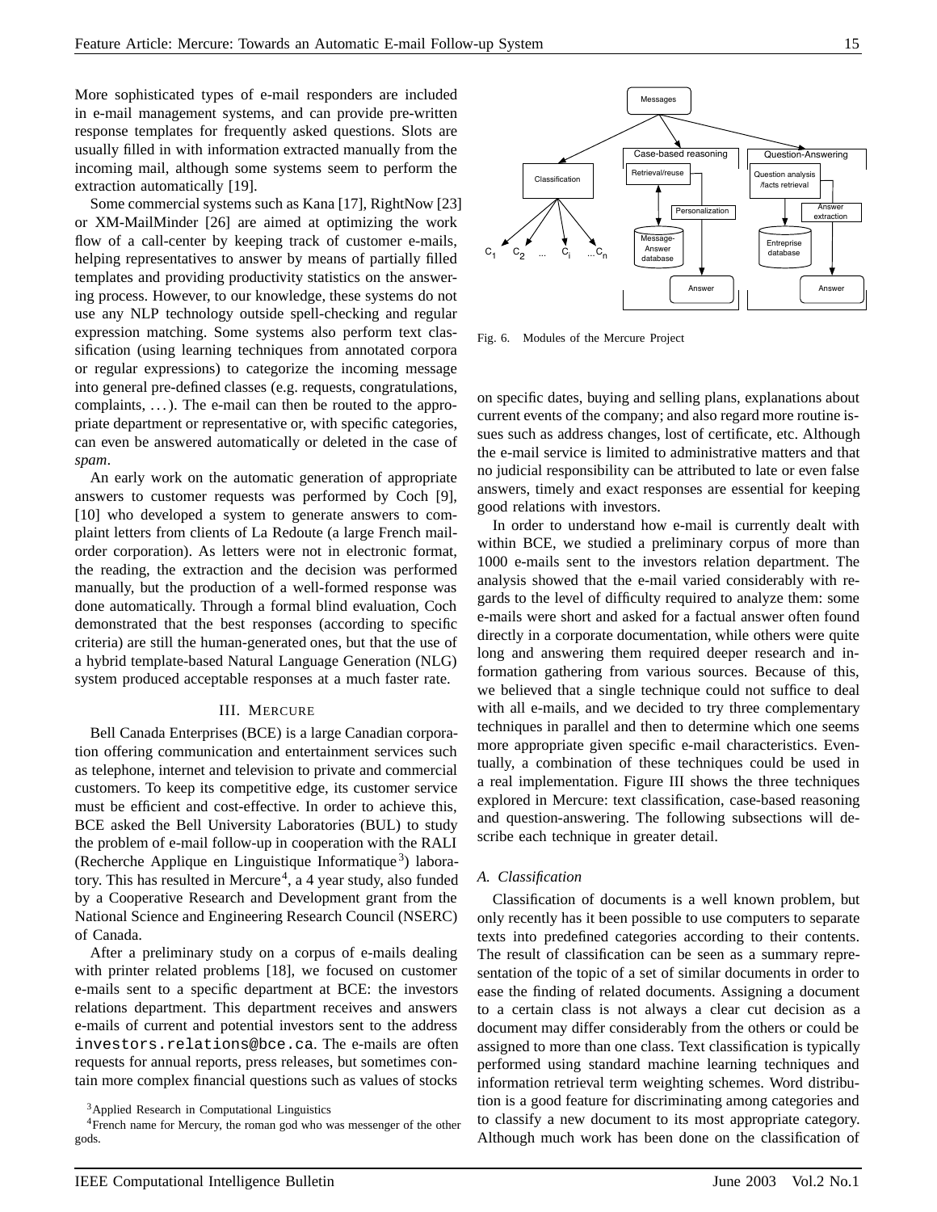More sophisticated types of e-mail responders are included in e-mail management systems, and can provide pre-written response templates for frequently asked questions. Slots are usually filled in with information extracted manually from the incoming mail, although some systems seem to perform the extraction automatically [19].

Some commercial systems such as Kana [17], RightNow [23] or XM-MailMinder [26] are aimed at optimizing the work flow of a call-center by keeping track of customer e-mails, helping representatives to answer by means of partially filled templates and providing productivity statistics on the answering process. However, to our knowledge, these systems do not use any NLP technology outside spell-checking and regular expression matching. Some systems also perform text classification (using learning techniques from annotated corpora or regular expressions) to categorize the incoming message into general pre-defined classes (e.g. requests, congratulations, complaints, ...). The e-mail can then be routed to the appropriate department or representative or, with specific categories, can even be answered automatically or deleted in the case of *spam*.

An early work on the automatic generation of appropriate answers to customer requests was performed by Coch [9], [10] who developed a system to generate answers to complaint letters from clients of La Redoute (a large French mail-order corporation). As letters were not in electronic format, the reading, the extraction and the decision was performed manually, but the production of a well-formed response was done automatically. Through a formal blind evaluation, Coch demonstrated that the best responses (according to specific criteria) are still the human-generated ones, but that the use of a hybrid template-based Natural Language Generation (NLG) system produced acceptable responses at a much faster rate.

## III. MERCURE

Bell Canada Enterprises (BCE) is a large Canadian corporation offering communication and entertainment services such as telephone, internet and television to private and commercial customers. To keep its competitive edge, its customer service must be efficient and cost-effective. In order to achieve this, BCE asked the Bell University Laboratories (BUL) to study the problem of e-mail follow-up in cooperation with the RALI (Recherche Applique en Linguistique Informatique[3]) laboratory. This has resulted in Mercure[4], a 4 year study, also funded by a Cooperative Research and Development grant from the National Science and Engineering Research Council (NSERC) of Canada.

After a preliminary study on a corpus of e-mails dealing with printer related problems [18], we focused on customer e-mails sent to a specific department at BCE: the investors relations department. This department receives and answers e-mails of current and potential investors sent to the address `investors.relations@bce.ca`. The e-mails are often requests for annual reports, press releases, but sometimes contain more complex financial questions such as values of stocks on specific dates, buying and selling plans, explanations about current events of the company; and also regard more routine issues such as address changes, lost of certificate, etc. Although the e-mail service is limited to administrative matters and that no judicial responsibility can be attributed to late or even false answers, timely and exact responses are essential for keeping good relations with investors.

[3] Applied Research in Computational Linguistics

[4] French name for Mercury, the roman god who was messenger of the other gods.

Fig. 6. Modules of the Mercure Project

In order to understand how e-mail is currently dealt with within BCE, we studied a preliminary corpus of more than 1000 e-mails sent to the investors relation department. The analysis showed that the e-mail varied considerably with regards to the level of difficulty required to analyze them: some e-mails were short and asked for a factual answer often found directly in a corporate documentation, while others were quite long and answering them required deeper research and information gathering from various sources. Because of this, we believed that a single technique could not suffice to deal with all e-mails, and we decided to try three complementary techniques in parallel and then to determine which one seems more appropriate given specific e-mail characteristics. Eventually, a combination of these techniques could be used in a real implementation. Figure III shows the three techniques explored in Mercure: text classification, case-based reasoning and question-answering. The following subsections will describe each technique in greater detail.

### *A. Classification*

Classification of documents is a well known problem, but only recently has it been possible to use computers to separate texts into predefined categories according to their contents. The result of classification can be seen as a summary representation of the topic of a set of similar documents in order to ease the finding of related documents. Assigning a document to a certain class is not always a clear cut decision as a document may differ considerably from the others or could be assigned to more than one class. Text classification is typically performed using standard machine learning techniques and information retrieval term weighting schemes. Word distribution is a good feature for discriminating among categories and to classify a new document to its most appropriate category. Although much work has been done on the classification of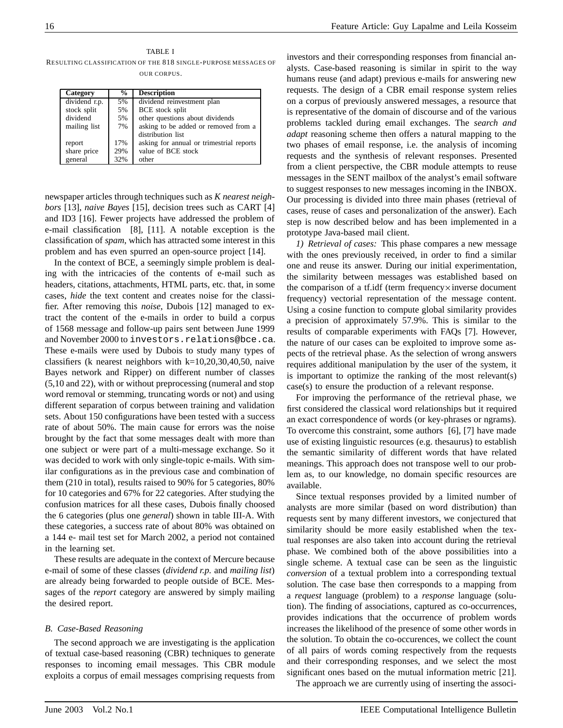TABLE I

RESULTING CLASSIFICATION OF THE 818 SINGLE-PURPOSE MESSAGES OF OUR CORPUS.

| Category | % | Description |
|---|---|---|
| dividend r.p. | 5% | dividend reinvestment plan |
| stock split | 5% | BCE stock split |
| dividend | 5% | other questions about dividends |
| mailing list | 7% | asking to be added or removed from a distribution list |
| report | 17% | asking for annual or trimestrial reports |
| share price | 29% | value of BCE stock |
| general | 32% | other |

newspaper articles through techniques such as *K nearest neighbors* [13], *naive Bayes* [15], decision trees such as CART [4] and ID3 [16]. Fewer projects have addressed the problem of e-mail classification [8], [11]. A notable exception is the classification of *spam*, which has attracted some interest in this problem and has even spurred an open-source project [14].

In the context of BCE, a seemingly simple problem is dealing with the intricacies of the contents of e-mail such as headers, citations, attachments, HTML parts, etc. that, in some cases, *hide* the text content and creates noise for the classifier. After removing this *noise*, Dubois [12] managed to extract the content of the e-mails in order to build a corpus of 1568 message and follow-up pairs sent between June 1999 and November 2000 to `investors.relations@bce.ca`. These e-mails were used by Dubois to study many types of classifiers (k nearest neighbors with k=10,20,30,40,50, naive Bayes network and Ripper) on different number of classes (5,10 and 22), with or without preprocessing (numeral and stop word removal or stemming, truncating words or not) and using different separation of corpus between training and validation sets. About 150 configurations have been tested with a success rate of about 50%. The main cause for errors was the noise brought by the fact that some messages dealt with more than one subject or were part of a multi-message exchange. So it was decided to work with only single-topic e-mails. With similar configurations as in the previous case and combination of them (210 in total), results raised to 90% for 5 categories, 80% for 10 categories and 67% for 22 categories. After studying the confusion matrices for all these cases, Dubois finally choosed the 6 categories (plus one *general*) shown in table III-A. With these categories, a success rate of about 80% was obtained on a 144 e- mail test set for March 2002, a period not contained in the learning set.

These results are adequate in the context of Mercure because e-mail of some of these classes (*dividend r.p.* and *mailing list*) are already being forwarded to people outside of BCE. Messages of the *report* category are answered by simply mailing the desired report.

### B. Case-Based Reasoning

The second approach we are investigating is the application of textual case-based reasoning (CBR) techniques to generate responses to incoming email messages. This CBR module exploits a corpus of email messages comprising requests from investors and their corresponding responses from financial analysts. Case-based reasoning is similar in spirit to the way humans reuse (and adapt) previous e-mails for answering new requests. The design of a CBR email response system relies on a corpus of previously answered messages, a resource that is representative of the domain of discourse and of the various problems tackled during email exchanges. The *search and adapt* reasoning scheme then offers a natural mapping to the two phases of email response, i.e. the analysis of incoming requests and the synthesis of relevant responses. Presented from a client perspective, the CBR module attempts to reuse messages in the SENT mailbox of the analyst's email software to suggest responses to new messages incoming in the INBOX. Our processing is divided into three main phases (retrieval of cases, reuse of cases and personalization of the answer). Each step is now described below and has been implemented in a prototype Java-based mail client.

*1) Retrieval of cases:* This phase compares a new message with the ones previously received, in order to find a similar one and reuse its answer. During our initial experimentation, the similarity between messages was established based on the comparison of a tf.idf (term frequency×inverse document frequency) vectorial representation of the message content. Using a cosine function to compute global similarity provides a precision of approximately 57.9%. This is similar to the results of comparable experiments with FAQs [7]. However, the nature of our cases can be exploited to improve some aspects of the retrieval phase. As the selection of wrong answers requires additional manipulation by the user of the system, it is important to optimize the ranking of the most relevant(s) case(s) to ensure the production of a relevant response.

For improving the performance of the retrieval phase, we first considered the classical word relationships but it required an exact correspondence of words (or key-phrases or ngrams). To overcome this constraint, some authors [6], [7] have made use of existing linguistic resources (e.g. thesaurus) to establish the semantic similarity of different words that have related meanings. This approach does not transpose well to our problem as, to our knowledge, no domain specific resources are available.

Since textual responses provided by a limited number of analysts are more similar (based on word distribution) than requests sent by many different investors, we conjectured that similarity should be more easily established when the textual responses are also taken into account during the retrieval phase. We combined both of the above possibilities into a single scheme. A textual case can be seen as the linguistic *conversion* of a textual problem into a corresponding textual solution. The case base then corresponds to a mapping from a *request* language (problem) to a *response* language (solution). The finding of associations, captured as co-occurrences, provides indications that the occurrence of problem words increases the likelihood of the presence of some other words in the solution. To obtain the co-occurences, we collect the count of all pairs of words coming respectively from the requests and their corresponding responses, and we select the most significant ones based on the mutual information metric [21].

The approach we are currently using of inserting the associ-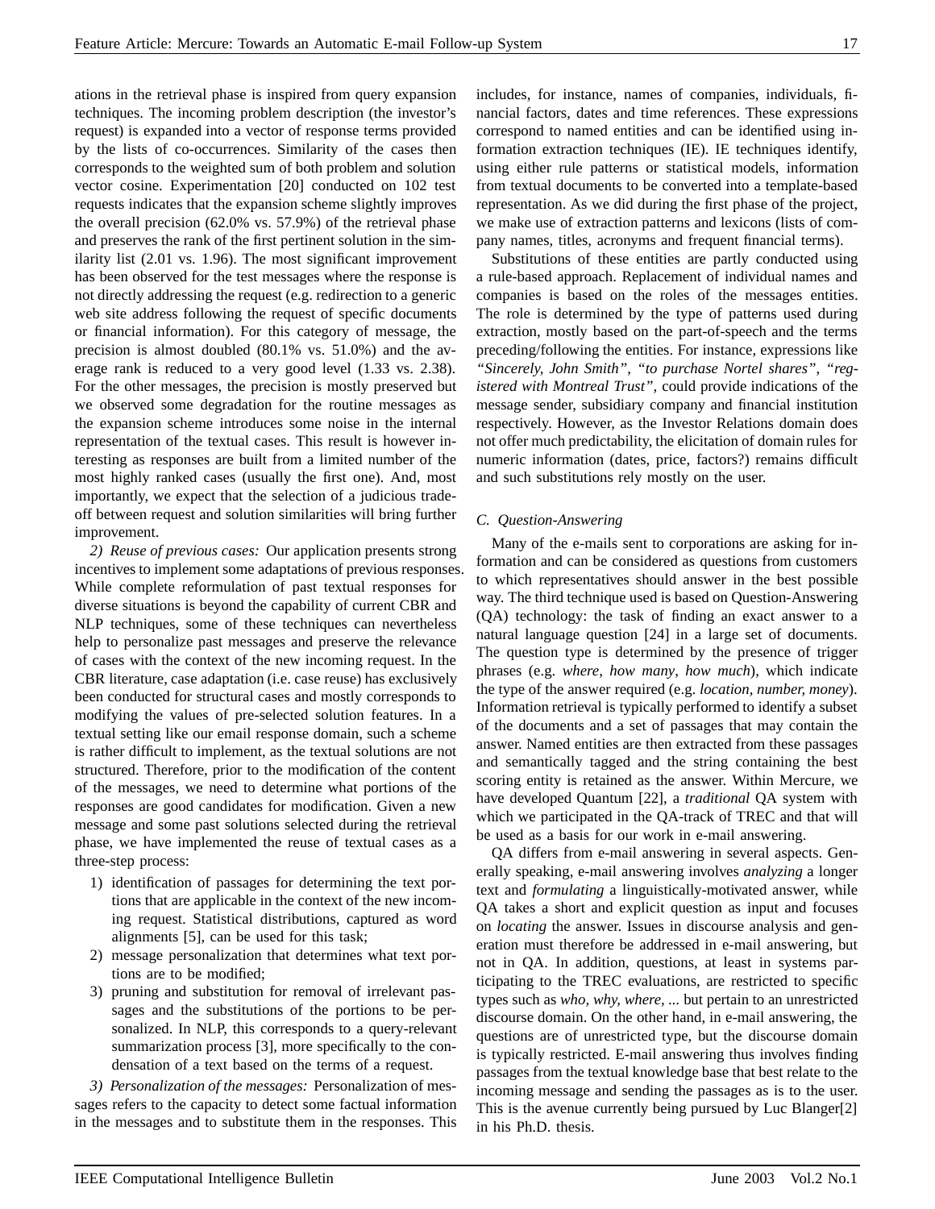ations in the retrieval phase is inspired from query expansion techniques. The incoming problem description (the investor's request) is expanded into a vector of response terms provided by the lists of co-occurrences. Similarity of the cases then corresponds to the weighted sum of both problem and solution vector cosine. Experimentation [20] conducted on 102 test requests indicates that the expansion scheme slightly improves the overall precision (62.0% vs. 57.9%) of the retrieval phase and preserves the rank of the first pertinent solution in the similarity list (2.01 vs. 1.96). The most significant improvement has been observed for the test messages where the response is not directly addressing the request (e.g. redirection to a generic web site address following the request of specific documents or financial information). For this category of message, the precision is almost doubled (80.1% vs. 51.0%) and the average rank is reduced to a very good level (1.33 vs. 2.38). For the other messages, the precision is mostly preserved but we observed some degradation for the routine messages as the expansion scheme introduces some noise in the internal representation of the textual cases. This result is however interesting as responses are built from a limited number of the most highly ranked cases (usually the first one). And, most importantly, we expect that the selection of a judicious tradeoff between request and solution similarities will bring further improvement.

*2) Reuse of previous cases:* Our application presents strong incentives to implement some adaptations of previous responses. While complete reformulation of past textual responses for diverse situations is beyond the capability of current CBR and NLP techniques, some of these techniques can nevertheless help to personalize past messages and preserve the relevance of cases with the context of the new incoming request. In the CBR literature, case adaptation (i.e. case reuse) has exclusively been conducted for structural cases and mostly corresponds to modifying the values of pre-selected solution features. In a textual setting like our email response domain, such a scheme is rather difficult to implement, as the textual solutions are not structured. Therefore, prior to the modification of the content of the messages, we need to determine what portions of the responses are good candidates for modification. Given a new message and some past solutions selected during the retrieval phase, we have implemented the reuse of textual cases as a three-step process:

1) identification of passages for determining the text portions that are applicable in the context of the new incoming request. Statistical distributions, captured as word alignments [5], can be used for this task;
2) message personalization that determines what text portions are to be modified;
3) pruning and substitution for removal of irrelevant passages and the substitutions of the portions to be personalized. In NLP, this corresponds to a query-relevant summarization process [3], more specifically to the condensation of a text based on the terms of a request.

*3) Personalization of the messages:* Personalization of messages refers to the capacity to detect some factual information in the messages and to substitute them in the responses. This includes, for instance, names of companies, individuals, financial factors, dates and time references. These expressions correspond to named entities and can be identified using information extraction techniques (IE). IE techniques identify, using either rule patterns or statistical models, information from textual documents to be converted into a template-based representation. As we did during the first phase of the project, we make use of extraction patterns and lexicons (lists of company names, titles, acronyms and frequent financial terms).

Substitutions of these entities are partly conducted using a rule-based approach. Replacement of individual names and companies is based on the roles of the messages entities. The role is determined by the type of patterns used during extraction, mostly based on the part-of-speech and the terms preceding/following the entities. For instance, expressions like *"Sincerely, John Smith"*, *"to purchase Nortel shares"*, *"registered with Montreal Trust"*, could provide indications of the message sender, subsidiary company and financial institution respectively. However, as the Investor Relations domain does not offer much predictability, the elicitation of domain rules for numeric information (dates, price, factors?) remains difficult and such substitutions rely mostly on the user.

### C. Question-Answering

Many of the e-mails sent to corporations are asking for information and can be considered as questions from customers to which representatives should answer in the best possible way. The third technique used is based on Question-Answering (QA) technology: the task of finding an exact answer to a natural language question [24] in a large set of documents. The question type is determined by the presence of trigger phrases (e.g. *where*, *how many*, *how much*), which indicate the type of the answer required (e.g. *location*, *number, money*). Information retrieval is typically performed to identify a subset of the documents and a set of passages that may contain the answer. Named entities are then extracted from these passages and semantically tagged and the string containing the best scoring entity is retained as the answer. Within Mercure, we have developed Quantum [22], a *traditional* QA system with which we participated in the QA-track of TREC and that will be used as a basis for our work in e-mail answering.

QA differs from e-mail answering in several aspects. Generally speaking, e-mail answering involves *analyzing* a longer text and *formulating* a linguistically-motivated answer, while QA takes a short and explicit question as input and focuses on *locating* the answer. Issues in discourse analysis and generation must therefore be addressed in e-mail answering, but not in QA. In addition, questions, at least in systems participating to the TREC evaluations, are restricted to specific types such as *who*, *why*, *where*, ... but pertain to an unrestricted discourse domain. On the other hand, in e-mail answering, the questions are of unrestricted type, but the discourse domain is typically restricted. E-mail answering thus involves finding passages from the textual knowledge base that best relate to the incoming message and sending the passages as is to the user. This is the avenue currently being pursued by Luc Blanger[2] in his Ph.D. thesis.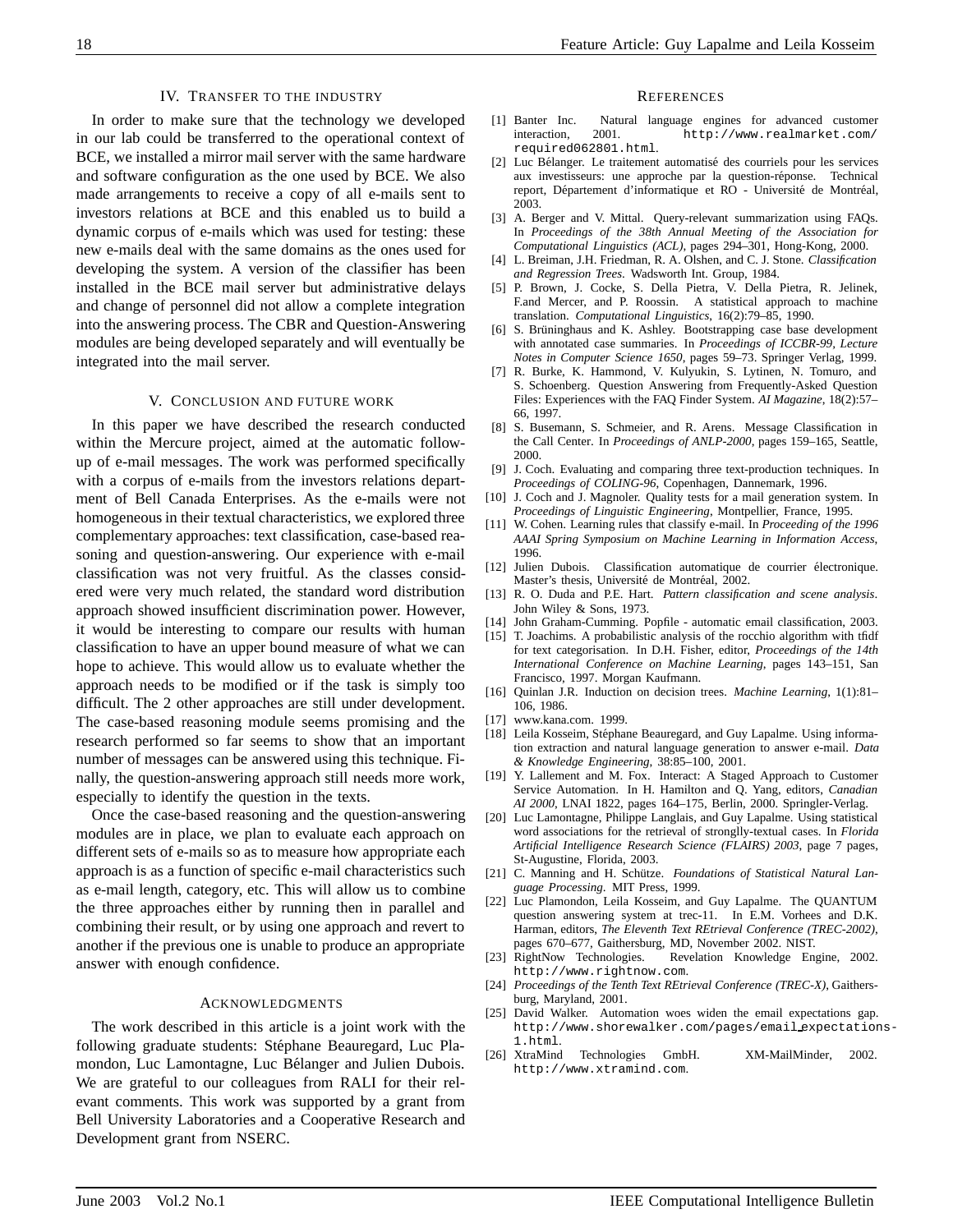## IV. Transfer to the industry

In order to make sure that the technology we developed in our lab could be transferred to the operational context of BCE, we installed a mirror mail server with the same hardware and software configuration as the one used by BCE. We also made arrangements to receive a copy of all e-mails sent to investors relations at BCE and this enabled us to build a dynamic corpus of e-mails which was used for testing: these new e-mails deal with the same domains as the ones used for developing the system. A version of the classifier has been installed in the BCE mail server but administrative delays and change of personnel did not allow a complete integration into the answering process. The CBR and Question-Answering modules are being developed separately and will eventually be integrated into the mail server.

## V. Conclusion and future work

In this paper we have described the research conducted within the Mercure project, aimed at the automatic follow-up of e-mail messages. The work was performed specifically with a corpus of e-mails from the investors relations department of Bell Canada Enterprises. As the e-mails were not homogeneous in their textual characteristics, we explored three complementary approaches: text classification, case-based reasoning and question-answering. Our experience with e-mail classification was not very fruitful. As the classes considered were very much related, the standard word distribution approach showed insufficient discrimination power. However, it would be interesting to compare our results with human classification to have an upper bound measure of what we can hope to achieve. This would allow us to evaluate whether the approach needs to be modified or if the task is simply too difficult. The 2 other approaches are still under development. The case-based reasoning module seems promising and the research performed so far seems to show that an important number of messages can be answered using this technique. Finally, the question-answering approach still needs more work, especially to identify the question in the texts.

Once the case-based reasoning and the question-answering modules are in place, we plan to evaluate each approach on different sets of e-mails so as to measure how appropriate each approach is as a function of specific e-mail characteristics such as e-mail length, category, etc. This will allow us to combine the three approaches either by running then in parallel and combining their result, or by using one approach and revert to another if the previous one is unable to produce an appropriate answer with enough confidence.

## Acknowledgments

The work described in this article is a joint work with the following graduate students: Stéphane Beauregard, Luc Plamondon, Luc Lamontagne, Luc Bélanger and Julien Dubois. We are grateful to our colleagues from RALI for their relevant comments. This work was supported by a grant from Bell University Laboratories and a Cooperative Research and Development grant from NSERC.

## References

[1] Banter Inc. Natural language engines for advanced customer interaction, 2001. http://www.realmarket.com/required062801.html.

[2] Luc Bélanger. Le traitement automatisé des courriels pour les services aux investisseurs: une approche par la question-réponse. Technical report, Département d'informatique et RO - Université de Montréal, 2003.

[3] A. Berger and V. Mittal. Query-relevant summarization using FAQs. In *Proceedings of the 38th Annual Meeting of the Association for Computational Linguistics (ACL)*, pages 294–301, Hong-Kong, 2000.

[4] L. Breiman, J.H. Friedman, R. A. Olshen, and C. J. Stone. *Classification and Regression Trees*. Wadsworth Int. Group, 1984.

[5] P. Brown, J. Cocke, S. Della Pietra, V. Della Pietra, R. Jelinek, F.and Mercer, and P. Roossin. A statistical approach to machine translation. *Computational Linguistics*, 16(2):79–85, 1990.

[6] S. Brüninghaus and K. Ashley. Bootstrapping case base development with annotated case summaries. In *Proceedings of ICCBR-99, Lecture Notes in Computer Science 1650*, pages 59–73. Springer Verlag, 1999.

[7] R. Burke, K. Hammond, V. Kulyukin, S. Lytinen, N. Tomuro, and S. Schoenberg. Question Answering from Frequently-Asked Question Files: Experiences with the FAQ Finder System. *AI Magazine*, 18(2):57–66, 1997.

[8] S. Busemann, S. Schmeier, and R. Arens. Message Classification in the Call Center. In *Proceedings of ANLP-2000*, pages 159–165, Seattle, 2000.

[9] J. Coch. Evaluating and comparing three text-production techniques. In *Proceedings of COLING-96*, Copenhagen, Dannemark, 1996.

[10] J. Coch and J. Magnoler. Quality tests for a mail generation system. In *Proceedings of Linguistic Engineering*, Montpellier, France, 1995.

[11] W. Cohen. Learning rules that classify e-mail. In *Proceeding of the 1996 AAAI Spring Symposium on Machine Learning in Information Access*, 1996.

[12] Julien Dubois. Classification automatique de courrier électronique. Master's thesis, Université de Montréal, 2002.

[13] R. O. Duda and P.E. Hart. *Pattern classification and scene analysis*. John Wiley & Sons, 1973.

[14] John Graham-Cumming. Popfile - automatic email classification, 2003.

[15] T. Joachims. A probabilistic analysis of the rocchio algorithm with tfidf for text categorisation. In D.H. Fisher, editor, *Proceedings of the 14th International Conference on Machine Learning*, pages 143–151, San Francisco, 1997. Morgan Kaufmann.

[16] Quinlan J.R. Induction on decision trees. *Machine Learning*, 1(1):81–106, 1986.

[17] www.kana.com. 1999.

[18] Leila Kosseim, Stéphane Beauregard, and Guy Lapalme. Using information extraction and natural language generation to answer e-mail. *Data & Knowledge Engineering*, 38:85–100, 2001.

[19] Y. Lallement and M. Fox. Interact: A Staged Approach to Customer Service Automation. In H. Hamilton and Q. Yang, editors, *Canadian AI 2000*, LNAI 1822, pages 164–175, Berlin, 2000. Springler-Verlag.

[20] Luc Lamontagne, Philippe Langlais, and Guy Lapalme. Using statistical word associations for the retrieval of strongly-textual cases. In *Florida Artificial Intelligence Research Science (FLAIRS) 2003*, page 7 pages, St-Augustine, Florida, 2003.

[21] C. Manning and H. Schütze. *Foundations of Statistical Natural Language Processing*. MIT Press, 1999.

[22] Luc Plamondon, Leila Kosseim, and Guy Lapalme. The QUANTUM question answering system at trec-11. In E.M. Vorhees and D.K. Harman, editors, *The Eleventh Text REtrieval Conference (TREC-2002)*, pages 670–677, Gaithersburg, MD, November 2002. NIST.

[23] RightNow Technologies. Revelation Knowledge Engine, 2002. http://www.rightnow.com.

[24] *Proceedings of the Tenth Text REtrieval Conference (TREC-X)*, Gaithersburg, Maryland, 2001.

[25] David Walker. Automation woes widen the email expectations gap. http://www.shorewalker.com/pages/email_expectations-1.html.

[26] XtraMind Technologies GmbH. XM-MailMinder, 2002. http://www.xtramind.com.